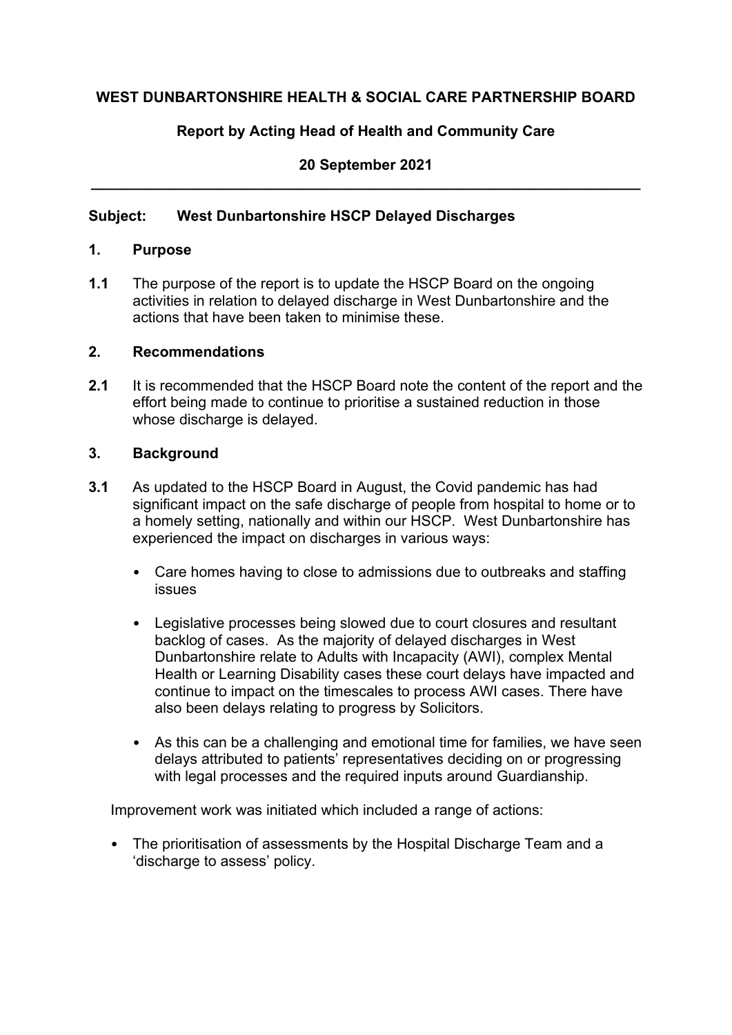**WEST DUNBARTONSHIRE HEALTH & SOCIAL CARE PARTNERSHIP BOARD**

**Report by Acting Head of Health and Community Care**

**20 September 2021**

---

**Subject: West Dunbartonshire HSCP Delayed Discharges**

## 1. Purpose

**1.1** The purpose of the report is to update the HSCP Board on the ongoing activities in relation to delayed discharge in West Dunbartonshire and the actions that have been taken to minimise these.

## 2. Recommendations

**2.1** It is recommended that the HSCP Board note the content of the report and the effort being made to continue to prioritise a sustained reduction in those whose discharge is delayed.

## 3. Background

**3.1** As updated to the HSCP Board in August, the Covid pandemic has had significant impact on the safe discharge of people from hospital to home or to a homely setting, nationally and within our HSCP. West Dunbartonshire has experienced the impact on discharges in various ways:

- Care homes having to close to admissions due to outbreaks and staffing issues
- Legislative processes being slowed due to court closures and resultant backlog of cases. As the majority of delayed discharges in West Dunbartonshire relate to Adults with Incapacity (AWI), complex Mental Health or Learning Disability cases these court delays have impacted and continue to impact on the timescales to process AWI cases. There have also been delays relating to progress by Solicitors.
- As this can be a challenging and emotional time for families, we have seen delays attributed to patients' representatives deciding on or progressing with legal processes and the required inputs around Guardianship.

Improvement work was initiated which included a range of actions:

- The prioritisation of assessments by the Hospital Discharge Team and a 'discharge to assess' policy.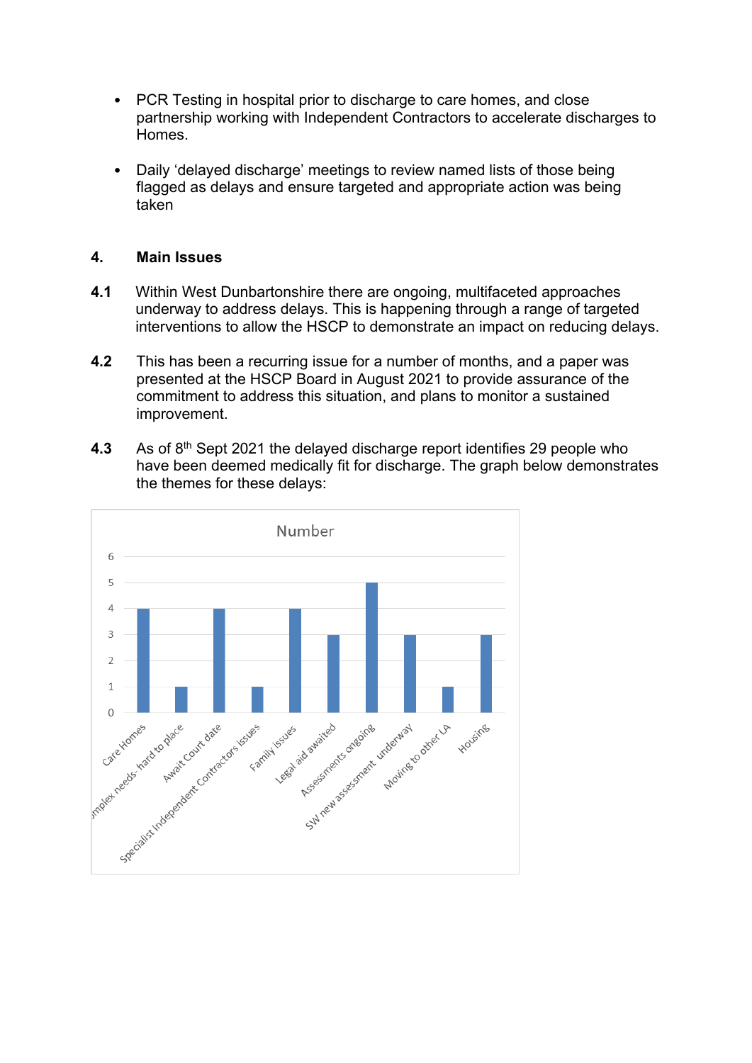- PCR Testing in hospital prior to discharge to care homes, and close partnership working with Independent Contractors to accelerate discharges to Homes.

- Daily 'delayed discharge' meetings to review named lists of those being flagged as delays and ensure targeted and appropriate action was being taken

## 4. Main Issues

**4.1** Within West Dunbartonshire there are ongoing, multifaceted approaches underway to address delays. This is happening through a range of targeted interventions to allow the HSCP to demonstrate an impact on reducing delays.

**4.2** This has been a recurring issue for a number of months, and a paper was presented at the HSCP Board in August 2021 to provide assurance of the commitment to address this situation, and plans to monitor a sustained improvement.

**4.3** As of 8th Sept 2021 the delayed discharge report identifies 29 people who have been deemed medically fit for discharge. The graph below demonstrates the themes for these delays:

**Number**

| Theme | Number |
| --- | --- |
| Care Homes | 4 |
| Complex needs- hard to place | 1 |
| Await Court date | 4 |
| Specialist Independent Contractors issues | 1 |
| Family issues | 4 |
| Legal aid awaited | 3 |
| Assessments ongoing | 5 |
| SW new assessment underway | 3 |
| Moving to other LA | 1 |
| Housing | 3 |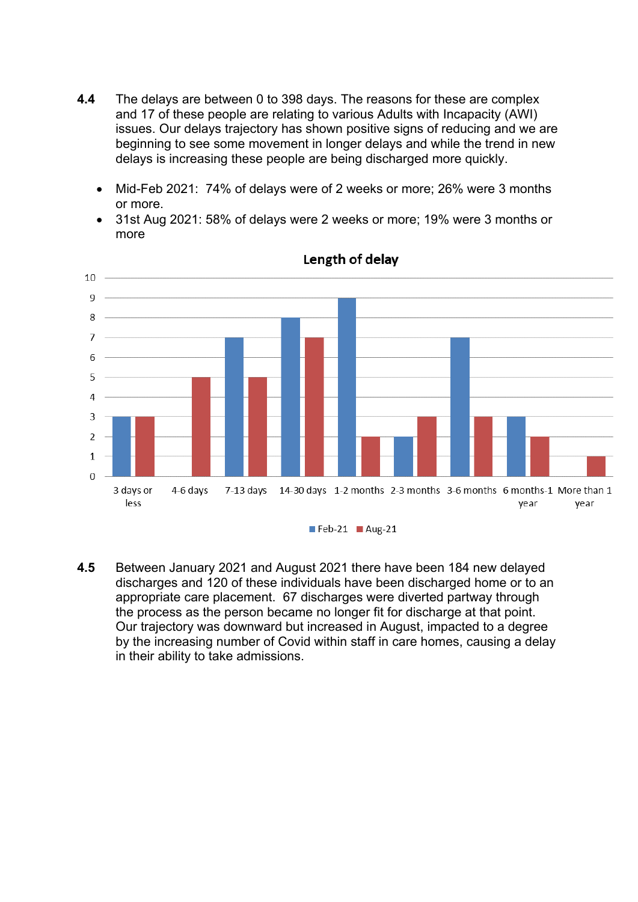**4.4** The delays are between 0 to 398 days. The reasons for these are complex and 17 of these people are relating to various Adults with Incapacity (AWI) issues. Our delays trajectory has shown positive signs of reducing and we are beginning to see some movement in longer delays and while the trend in new delays is increasing these people are being discharged more quickly.

- Mid-Feb 2021: 74% of delays were of 2 weeks or more; 26% were 3 months or more.
- 31st Aug 2021: 58% of delays were 2 weeks or more; 19% were 3 months or more

**Length of delay**

| Length of delay | Feb-21 | Aug-21 |
|---|---|---|
| 3 days or less | 3 | 3 |
| 4-6 days | 0 | 5 |
| 7-13 days | 7 | 5 |
| 14-30 days | 8 | 7 |
| 1-2 months | 9 | 2 |
| 2-3 months | 2 | 3 |
| 3-6 months | 7 | 3 |
| 6 months-1 year | 3 | 2 |
| More than 1 year | 0 | 1 |

**4.5** Between January 2021 and August 2021 there have been 184 new delayed discharges and 120 of these individuals have been discharged home or to an appropriate care placement. 67 discharges were diverted partway through the process as the person became no longer fit for discharge at that point. Our trajectory was downward but increased in August, impacted to a degree by the increasing number of Covid within staff in care homes, causing a delay in their ability to take admissions.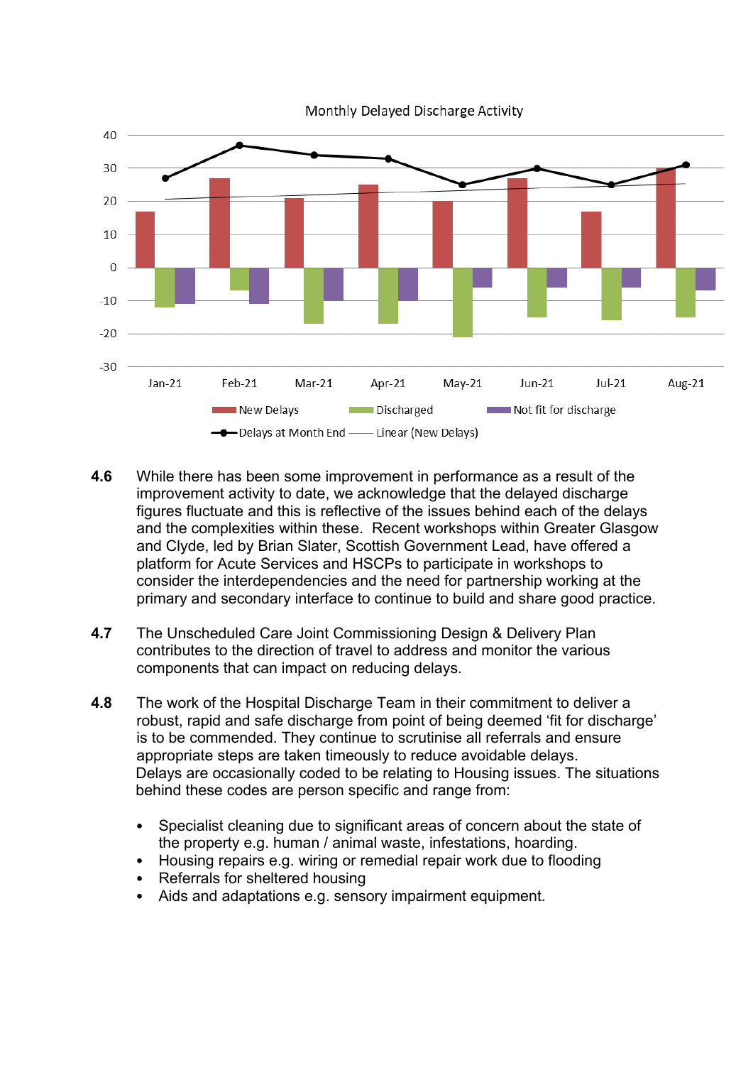Monthly Delayed Discharge Activity

4.6 While there has been some improvement in performance as a result of the improvement activity to date, we acknowledge that the delayed discharge figures fluctuate and this is reflective of the issues behind each of the delays and the complexities within these. Recent workshops within Greater Glasgow and Clyde, led by Brian Slater, Scottish Government Lead, have offered a platform for Acute Services and HSCPs to participate in workshops to consider the interdependencies and the need for partnership working at the primary and secondary interface to continue to build and share good practice.

4.7 The Unscheduled Care Joint Commissioning Design & Delivery Plan contributes to the direction of travel to address and monitor the various components that can impact on reducing delays.

4.8 The work of the Hospital Discharge Team in their commitment to deliver a robust, rapid and safe discharge from point of being deemed 'fit for discharge' is to be commended. They continue to scrutinise all referrals and ensure appropriate steps are taken timeously to reduce avoidable delays. Delays are occasionally coded to be relating to Housing issues. The situations behind these codes are person specific and range from:

- Specialist cleaning due to significant areas of concern about the state of the property e.g. human / animal waste, infestations, hoarding.
- Housing repairs e.g. wiring or remedial repair work due to flooding
- Referrals for sheltered housing
- Aids and adaptations e.g. sensory impairment equipment.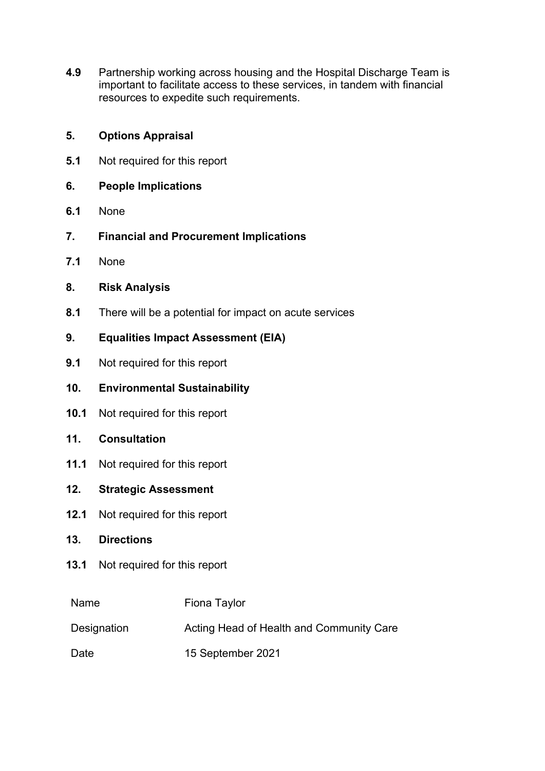**4.9** Partnership working across housing and the Hospital Discharge Team is important to facilitate access to these services, in tandem with financial resources to expedite such requirements.

## 5. Options Appraisal

**5.1** Not required for this report

## 6. People Implications

**6.1** None

## 7. Financial and Procurement Implications

**7.1** None

## 8. Risk Analysis

**8.1** There will be a potential for impact on acute services

## 9. Equalities Impact Assessment (EIA)

**9.1** Not required for this report

## 10. Environmental Sustainability

**10.1** Not required for this report

## 11. Consultation

**11.1** Not required for this report

## 12. Strategic Assessment

**12.1** Not required for this report

## 13. Directions

**13.1** Not required for this report

| | |
|---|---|
| Name | Fiona Taylor |
| Designation | Acting Head of Health and Community Care |
| Date | 15 September 2021 |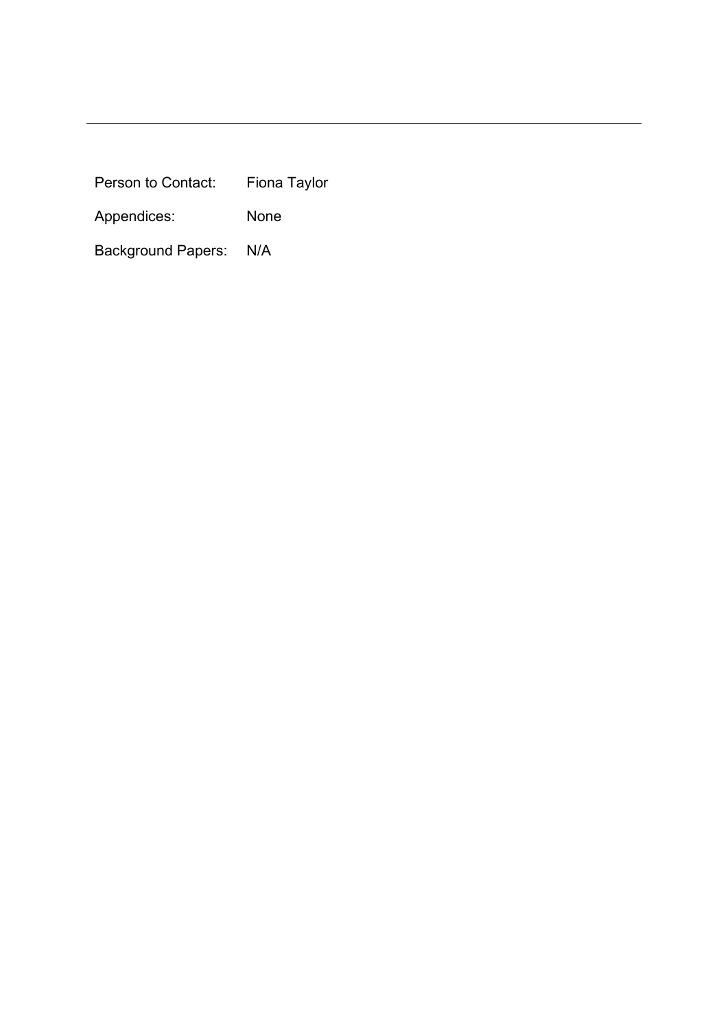---

| | |
|---|---|
| Person to Contact: | Fiona Taylor |
| Appendices: | None |
| Background Papers: | N/A |